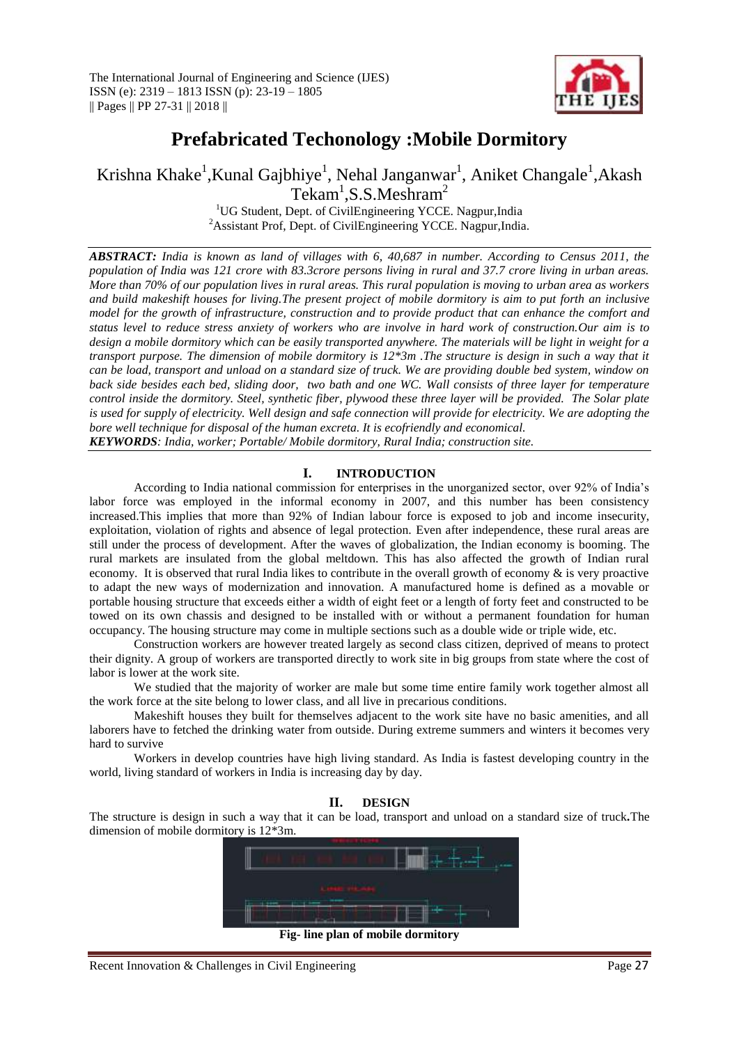# Prefabricated Techonology :Mobile Dormitory

Krishna Khake[1],Kunal Gajbhiye[1], Nehal Janganwar[1], Aniket Changale[1],Akash Tekam[1],S.S.Meshram[2]

[1]UG Student, Dept. of CivilEngineering YCCE. Nagpur,India
[2]Assistant Prof, Dept. of CivilEngineering YCCE. Nagpur,India.

***ABSTRACT:*** *India is known as land of villages with 6, 40,687 in number. According to Census 2011, the population of India was 121 crore with 83.3crore persons living in rural and 37.7 crore living in urban areas. More than 70% of our population lives in rural areas. This rural population is moving to urban area as workers and build makeshift houses for living.The present project of mobile dormitory is aim to put forth an inclusive model for the growth of infrastructure, construction and to provide product that can enhance the comfort and status level to reduce stress anxiety of workers who are involve in hard work of construction.Our aim is to design a mobile dormitory which can be easily transported anywhere. The materials will be light in weight for a transport purpose. The dimension of mobile dormitory is 12*3m .The structure is design in such a way that it can be load, transport and unload on a standard size of truck. We are providing double bed system, window on back side besides each bed, sliding door, two bath and one WC. Wall consists of three layer for temperature control inside the dormitory. Steel, synthetic fiber, plywood these three layer will be provided. The Solar plate is used for supply of electricity. Well design and safe connection will provide for electricity. We are adopting the bore well technique for disposal of the human excreta. It is ecofriendly and economical.*

***KEYWORDS****: India, worker; Portable/ Mobile dormitory, Rural India; construction site.*

## I. INTRODUCTION

According to India national commission for enterprises in the unorganized sector, over 92% of India's labor force was employed in the informal economy in 2007, and this number has been consistency increased.This implies that more than 92% of Indian labour force is exposed to job and income insecurity, exploitation, violation of rights and absence of legal protection. Even after independence, these rural areas are still under the process of development. After the waves of globalization, the Indian economy is booming. The rural markets are insulated from the global meltdown. This has also affected the growth of Indian rural economy. It is observed that rural India likes to contribute in the overall growth of economy & is very proactive to adapt the new ways of modernization and innovation. A manufactured home is defined as a movable or portable housing structure that exceeds either a width of eight feet or a length of forty feet and constructed to be towed on its own chassis and designed to be installed with or without a permanent foundation for human occupancy. The housing structure may come in multiple sections such as a double wide or triple wide, etc.

Construction workers are however treated largely as second class citizen, deprived of means to protect their dignity. A group of workers are transported directly to work site in big groups from state where the cost of labor is lower at the work site.

We studied that the majority of worker are male but some time entire family work together almost all the work force at the site belong to lower class, and all live in precarious conditions.

Makeshift houses they built for themselves adjacent to the work site have no basic amenities, and all laborers have to fetched the drinking water from outside. During extreme summers and winters it becomes very hard to survive

Workers in develop countries have high living standard. As India is fastest developing country in the world, living standard of workers in India is increasing day by day.

## II. DESIGN

The structure is design in such a way that it can be load, transport and unload on a standard size of truck**.**The dimension of mobile dormitory is 12*3m.

**Fig- line plan of mobile dormitory**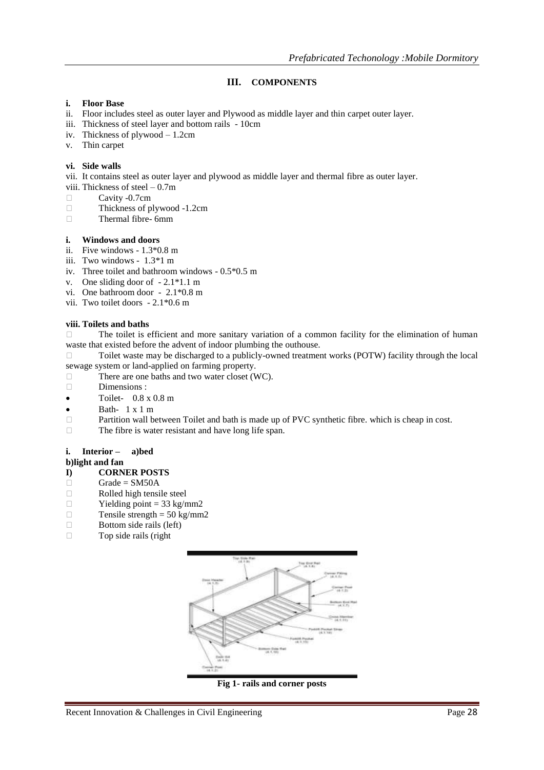## III. COMPONENTS

i. **Floor Base**
ii. Floor includes steel as outer layer and Plywood as middle layer and thin carpet outer layer.
iii. Thickness of steel layer and bottom rails - 10cm
iv. Thickness of plywood – 1.2cm
v. Thin carpet

vi. **Side walls**
vii. It contains steel as outer layer and plywood as middle layer and thermal fibre as outer layer.
viii. Thickness of steel – 0.7m

- Cavity -0.7cm
- Thickness of plywood -1.2cm
- Thermal fibre- 6mm

i. **Windows and doors**
ii. Five windows - 1.3*0.8 m
iii. Two windows - 1.3*1 m
iv. Three toilet and bathroom windows - 0.5*0.5 m
v. One sliding door of - 2.1*1.1 m
vi. One bathroom door - 2.1*0.8 m
vii. Two toilet doors - 2.1*0.6 m

**viii. Toilets and baths**

- The toilet is efficient and more sanitary variation of a common facility for the elimination of human waste that existed before the advent of indoor plumbing the outhouse.
- Toilet waste may be discharged to a publicly-owned treatment works (POTW) facility through the local sewage system or land-applied on farming property.
- There are one baths and two water closet (WC).
- Dimensions :
  - Toilet- 0.8 x 0.8 m
  - Bath- 1 x 1 m
- Partition wall between Toilet and bath is made up of PVC synthetic fibre. which is cheap in cost.
- The fibre is water resistant and have long life span.

i. **Interior – a)bed**
**b)light and fan**

**I) CORNER POSTS**

- Grade = SM50A
- Rolled high tensile steel
- Yielding point = 33 kg/mm2
- Tensile strength = 50 kg/mm2
- Bottom side rails (left)
- Top side rails (right

**Fig 1- rails and corner posts**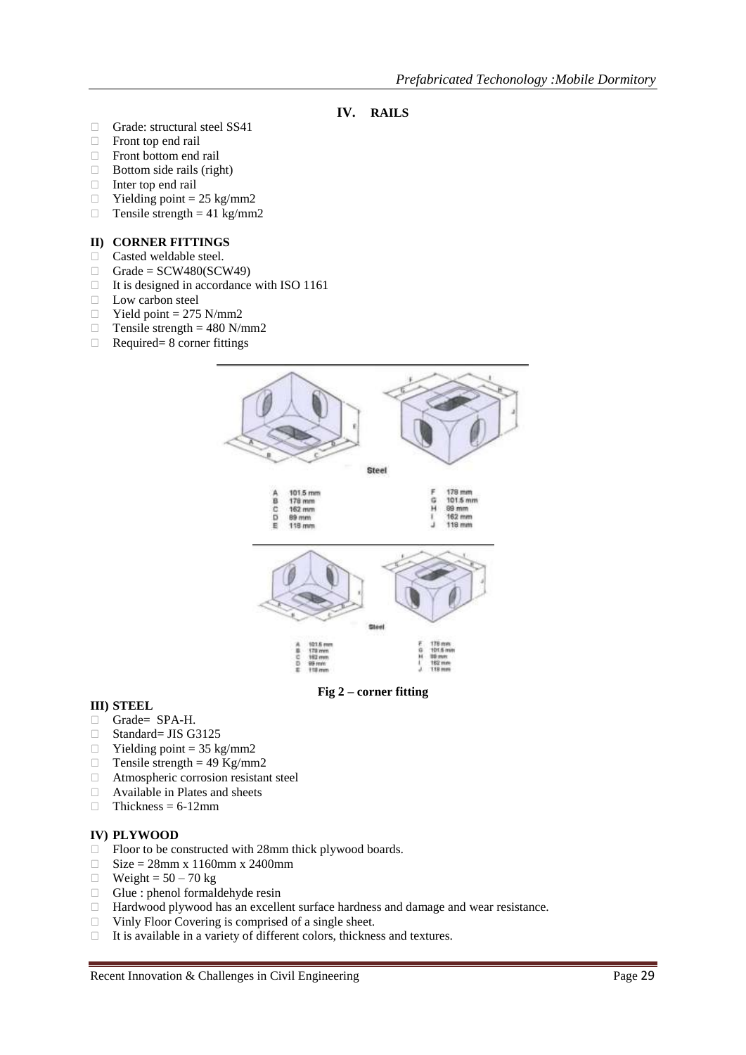## IV. RAILS

- Grade: structural steel SS41
- Front top end rail
- Front bottom end rail
- Bottom side rails (right)
- Inter top end rail
- Yielding point = 25 kg/mm2
- Tensile strength = 41 kg/mm2

### II) CORNER FITTINGS

- Casted weldable steel.
- Grade = SCW480(SCW49)
- It is designed in accordance with ISO 1161
- Low carbon steel
- Yield point = 275 N/mm2
- Tensile strength = 480 N/mm2
- Required= 8 corner fittings

Steel

| | | | |
|---|---|---|---|
| A | 101.5 mm | F | 178 mm |
| B | 178 mm | G | 101.5 mm |
| C | 162 mm | H | 89 mm |
| D | 89 mm | I | 162 mm |
| E | 118 mm | J | 118 mm |

Steel

| | | | |
|---|---|---|---|
| A | 101.5 mm | F | 178 mm |
| B | 178 mm | G | 101.5 mm |
| C | 162 mm | H | 89 mm |
| D | 89 mm | I | 162 mm |
| E | 118 mm | J | 118 mm |

**Fig 2 – corner fitting**

### III) STEEL

- Grade= SPA-H.
- Standard= JIS G3125
- Yielding point = 35 kg/mm2
- Tensile strength = 49 Kg/mm2
- Atmospheric corrosion resistant steel
- Available in Plates and sheets
- Thickness = 6-12mm

### IV) PLYWOOD

- Floor to be constructed with 28mm thick plywood boards.
- Size = 28mm x 1160mm x 2400mm
- Weight = 50 – 70 kg
- Glue : phenol formaldehyde resin
- Hardwood plywood has an excellent surface hardness and damage and wear resistance.
- Vinly Floor Covering is comprised of a single sheet.
- It is available in a variety of different colors, thickness and textures.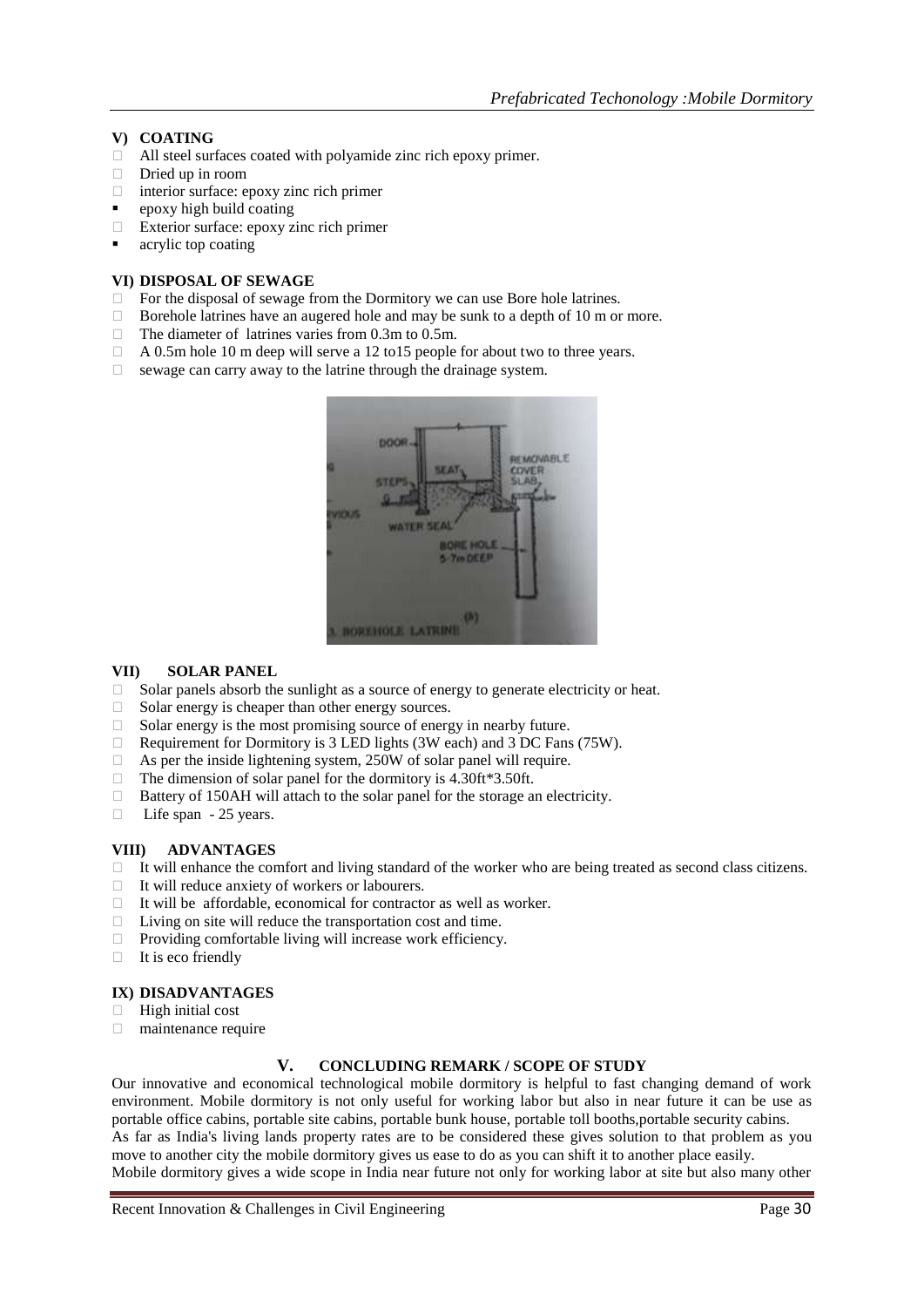### V) COATING

- All steel surfaces coated with polyamide zinc rich epoxy primer.
- Dried up in room
- interior surface: epoxy zinc rich primer
- epoxy high build coating
- Exterior surface: epoxy zinc rich primer
- acrylic top coating

### VI) DISPOSAL OF SEWAGE

- For the disposal of sewage from the Dormitory we can use Bore hole latrines.
- Borehole latrines have an augered hole and may be sunk to a depth of 10 m or more.
- The diameter of latrines varies from 0.3m to 0.5m.
- A 0.5m hole 10 m deep will serve a 12 to15 people for about two to three years.
- sewage can carry away to the latrine through the drainage system.

### VII) SOLAR PANEL

- Solar panels absorb the sunlight as a source of energy to generate electricity or heat.
- Solar energy is cheaper than other energy sources.
- Solar energy is the most promising source of energy in nearby future.
- Requirement for Dormitory is 3 LED lights (3W each) and 3 DC Fans (75W).
- As per the inside lightening system, 250W of solar panel will require.
- The dimension of solar panel for the dormitory is 4.30ft*3.50ft.
- Battery of 150AH will attach to the solar panel for the storage an electricity.
- Life span - 25 years.

### VIII) ADVANTAGES

- It will enhance the comfort and living standard of the worker who are being treated as second class citizens.
- It will reduce anxiety of workers or labourers.
- It will be affordable, economical for contractor as well as worker.
- Living on site will reduce the transportation cost and time.
- Providing comfortable living will increase work efficiency.
- It is eco friendly

### IX) DISADVANTAGES

- High initial cost
- maintenance require

## V. CONCLUDING REMARK / SCOPE OF STUDY

Our innovative and economical technological mobile dormitory is helpful to fast changing demand of work environment. Mobile dormitory is not only useful for working labor but also in near future it can be use as portable office cabins, portable site cabins, portable bunk house, portable toll booths,portable security cabins.
As far as India's living lands property rates are to be considered these gives solution to that problem as you move to another city the mobile dormitory gives us ease to do as you can shift it to another place easily.
Mobile dormitory gives a wide scope in India near future not only for working labor at site but also many other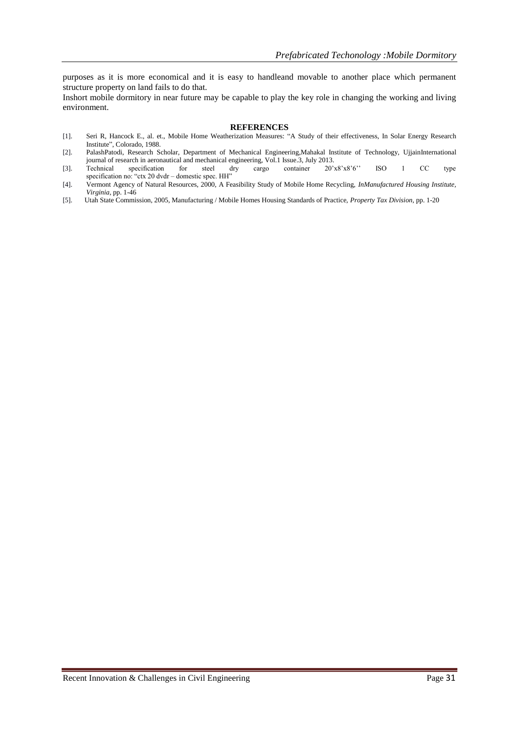purposes as it is more economical and it is easy to handleand movable to another place which permanent structure property on land fails to do that.

Inshort mobile dormitory in near future may be capable to play the key role in changing the working and living environment.

## REFERENCES

[1]. Seri R, Hancock E., al. et., Mobile Home Weatherization Measures: "A Study of their effectiveness, In Solar Energy Research Institute", Colorado, 1988.

[2]. PalashPatodi, Research Scholar, Department of Mechanical Engineering,Mahakal Institute of Technology, UjjainInternational journal of research in aeronautical and mechanical engineering, Vol.1 Issue.3, July 2013.

[3]. Technical specification for steel dry cargo container 20'x8'x8'6'' ISO 1 CC type specification no: "ctx 20 dvdr – domestic spec. HH"

[4]. Vermont Agency of Natural Resources, 2000, A Feasibility Study of Mobile Home Recycling, *InManufactured Housing Institute, Virginia*, pp. 1-46

[5]. Utah State Commission, 2005, Manufacturing / Mobile Homes Housing Standards of Practice, *Property Tax Division*, pp. 1-20